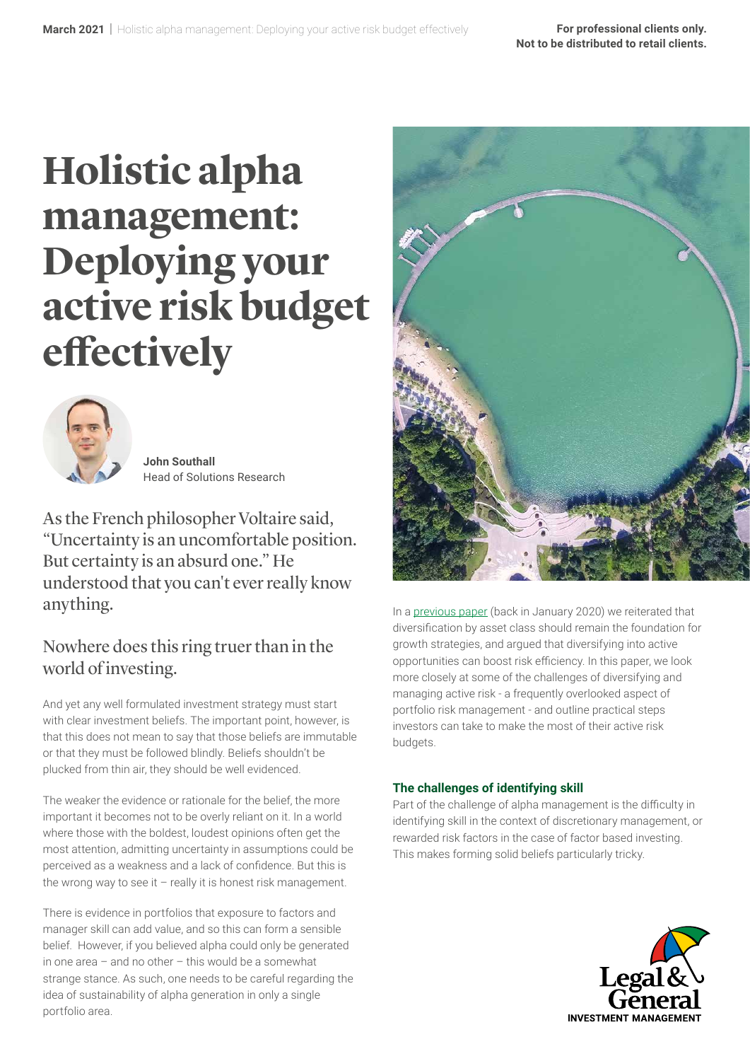# Holistic alpha management: Deploying your active risk budget effectively

**John Southall**
Head of Solutions Research

As the French philosopher Voltaire said, "Uncertainty is an uncomfortable position. But certainty is an absurd one." He understood that you can't ever really know anything.

## Nowhere does this ring truer than in the world of investing.

And yet any well formulated investment strategy must start with clear investment beliefs. The important point, however, is that this does not mean to say that those beliefs are immutable or that they must be followed blindly. Beliefs shouldn't be plucked from thin air, they should be well evidenced.

The weaker the evidence or rationale for the belief, the more important it becomes not to be overly reliant on it. In a world where those with the boldest, loudest opinions often get the most attention, admitting uncertainty in assumptions could be perceived as a weakness and a lack of confidence. But this is the wrong way to see it – really it is honest risk management.

There is evidence in portfolios that exposure to factors and manager skill can add value, and so this can form a sensible belief. However, if you believed alpha could only be generated in one area – and no other – this would be a somewhat strange stance. As such, one needs to be careful regarding the idea of sustainability of alpha generation in only a single portfolio area.

In a previous paper (back in January 2020) we reiterated that diversification by asset class should remain the foundation for growth strategies, and argued that diversifying into active opportunities can boost risk efficiency. In this paper, we look more closely at some of the challenges of diversifying and managing active risk - a frequently overlooked aspect of portfolio risk management - and outline practical steps investors can take to make the most of their active risk budgets.

### The challenges of identifying skill

Part of the challenge of alpha management is the difficulty in identifying skill in the context of discretionary management, or rewarded risk factors in the case of factor based investing. This makes forming solid beliefs particularly tricky.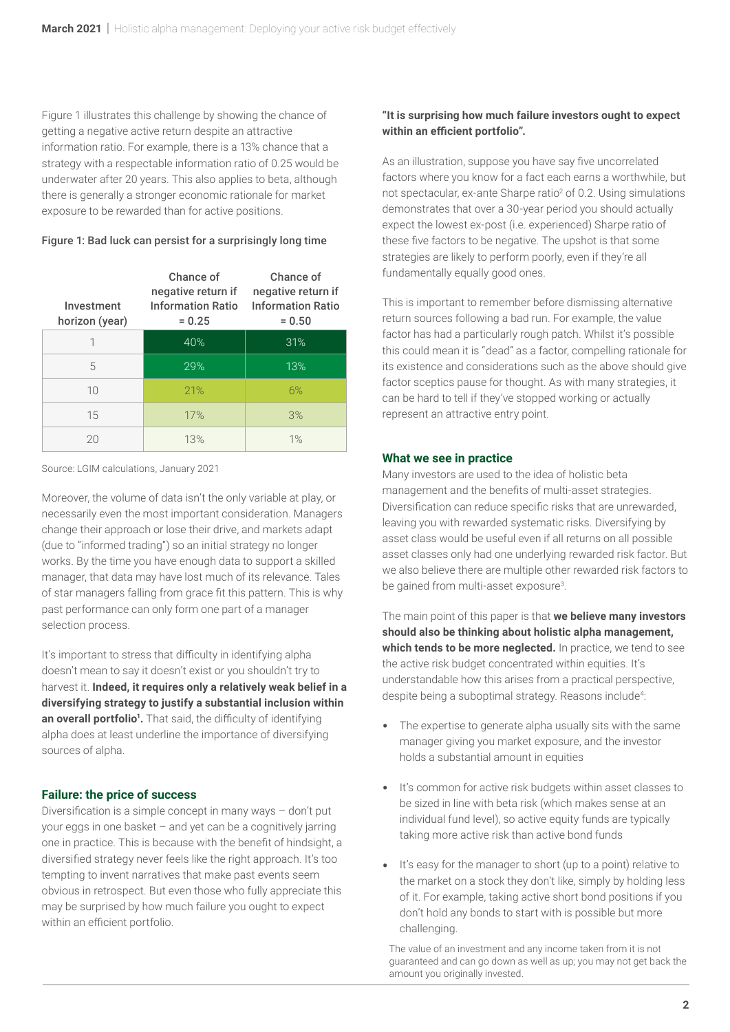Figure 1 illustrates this challenge by showing the chance of getting a negative active return despite an attractive information ratio. For example, there is a 13% chance that a strategy with a respectable information ratio of 0.25 would be underwater after 20 years. This also applies to beta, although there is generally a stronger economic rationale for market exposure to be rewarded than for active positions.

**Figure 1: Bad luck can persist for a surprisingly long time**

| Investment horizon (year) | Chance of negative return if Information Ratio = 0.25 | Chance of negative return if Information Ratio = 0.50 |
|---|---|---|
| 1 | 40% | 31% |
| 5 | 29% | 13% |
| 10 | 21% | 6% |
| 15 | 17% | 3% |
| 20 | 13% | 1% |

Source: LGIM calculations, January 2021

Moreover, the volume of data isn't the only variable at play, or necessarily even the most important consideration. Managers change their approach or lose their drive, and markets adapt (due to "informed trading") so an initial strategy no longer works. By the time you have enough data to support a skilled manager, that data may have lost much of its relevance. Tales of star managers falling from grace fit this pattern. This is why past performance can only form one part of a manager selection process.

It's important to stress that difficulty in identifying alpha doesn't mean to say it doesn't exist or you shouldn't try to harvest it. **Indeed, it requires only a relatively weak belief in a diversifying strategy to justify a substantial inclusion within an overall portfolio[1].** That said, the difficulty of identifying alpha does at least underline the importance of diversifying sources of alpha.

### Failure: the price of success

Diversification is a simple concept in many ways – don't put your eggs in one basket – and yet can be a cognitively jarring one in practice. This is because with the benefit of hindsight, a diversified strategy never feels like the right approach. It's too tempting to invent narratives that make past events seem obvious in retrospect. But even those who fully appreciate this may be surprised by how much failure you ought to expect within an efficient portfolio.

**"It is surprising how much failure investors ought to expect within an efficient portfolio".**

As an illustration, suppose you have say five uncorrelated factors where you know for a fact each earns a worthwhile, but not spectacular, ex-ante Sharpe ratio[2] of 0.2. Using simulations demonstrates that over a 30-year period you should actually expect the lowest ex-post (i.e. experienced) Sharpe ratio of these five factors to be negative. The upshot is that some strategies are likely to perform poorly, even if they're all fundamentally equally good ones.

This is important to remember before dismissing alternative return sources following a bad run. For example, the value factor has had a particularly rough patch. Whilst it's possible this could mean it is "dead" as a factor, compelling rationale for its existence and considerations such as the above should give factor sceptics pause for thought. As with many strategies, it can be hard to tell if they've stopped working or actually represent an attractive entry point.

### What we see in practice

Many investors are used to the idea of holistic beta management and the benefits of multi-asset strategies. Diversification can reduce specific risks that are unrewarded, leaving you with rewarded systematic risks. Diversifying by asset class would be useful even if all returns on all possible asset classes only had one underlying rewarded risk factor. But we also believe there are multiple other rewarded risk factors to be gained from multi-asset exposure[3].

The main point of this paper is that **we believe many investors should also be thinking about holistic alpha management, which tends to be more neglected.** In practice, we tend to see the active risk budget concentrated within equities. It's understandable how this arises from a practical perspective, despite being a suboptimal strategy. Reasons include[4]:

- The expertise to generate alpha usually sits with the same manager giving you market exposure, and the investor holds a substantial amount in equities
- It's common for active risk budgets within asset classes to be sized in line with beta risk (which makes sense at an individual fund level), so active equity funds are typically taking more active risk than active bond funds
- It's easy for the manager to short (up to a point) relative to the market on a stock they don't like, simply by holding less of it. For example, taking active short bond positions if you don't hold any bonds to start with is possible but more challenging.

The value of an investment and any income taken from it is not guaranteed and can go down as well as up; you may not get back the amount you originally invested.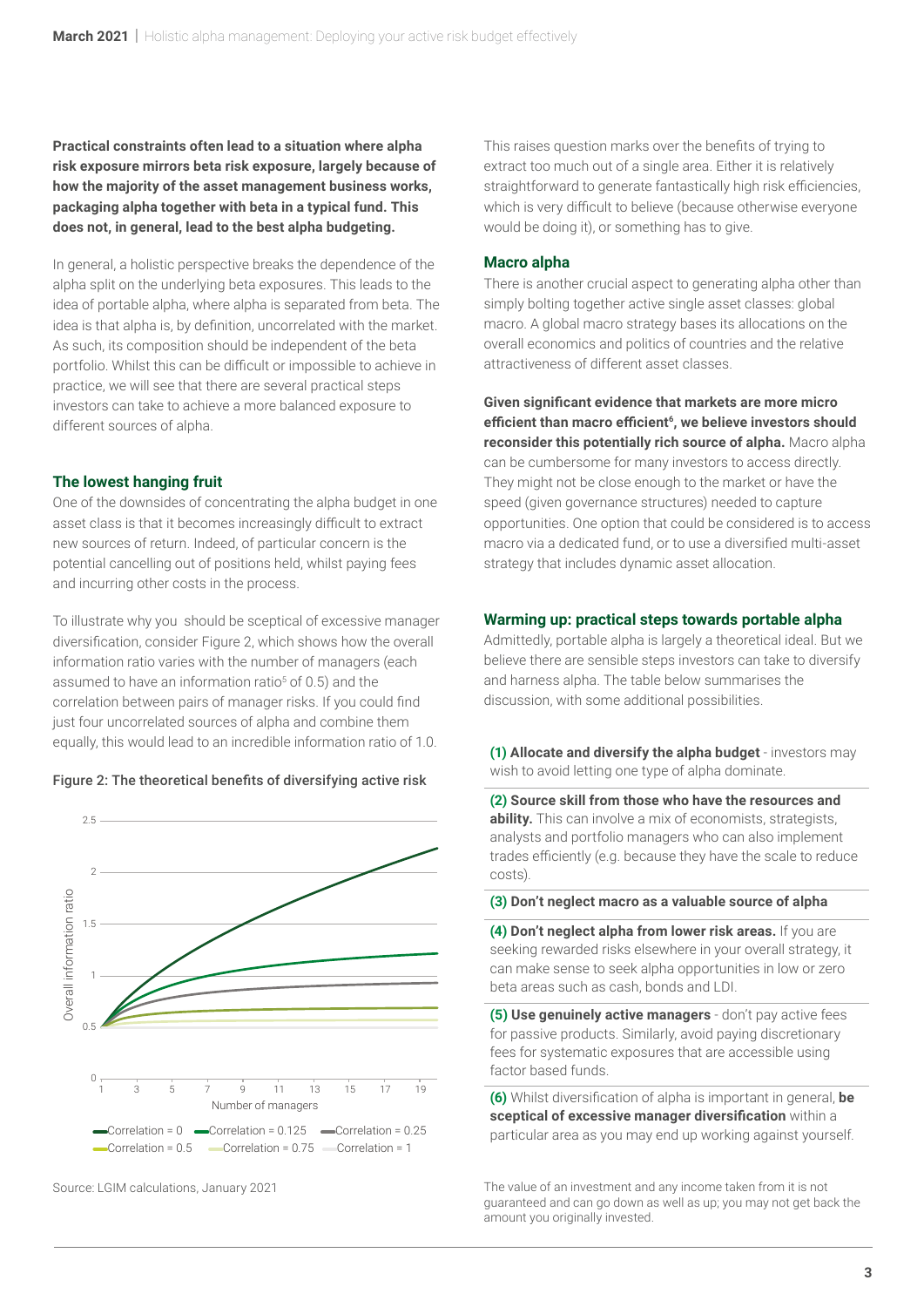**Practical constraints often lead to a situation where alpha risk exposure mirrors beta risk exposure, largely because of how the majority of the asset management business works, packaging alpha together with beta in a typical fund. This does not, in general, lead to the best alpha budgeting.**

In general, a holistic perspective breaks the dependence of the alpha split on the underlying beta exposures. This leads to the idea of portable alpha, where alpha is separated from beta. The idea is that alpha is, by definition, uncorrelated with the market. As such, its composition should be independent of the beta portfolio. Whilst this can be difficult or impossible to achieve in practice, we will see that there are several practical steps investors can take to achieve a more balanced exposure to different sources of alpha.

## The lowest hanging fruit

One of the downsides of concentrating the alpha budget in one asset class is that it becomes increasingly difficult to extract new sources of return. Indeed, of particular concern is the potential cancelling out of positions held, whilst paying fees and incurring other costs in the process.

To illustrate why you should be sceptical of excessive manager diversification, consider Figure 2, which shows how the overall information ratio varies with the number of managers (each assumed to have an information ratio[5] of 0.5) and the correlation between pairs of manager risks. If you could find just four uncorrelated sources of alpha and combine them equally, this would lead to an incredible information ratio of 1.0.

Figure 2: The theoretical benefits of diversifying active risk

Source: LGIM calculations, January 2021

This raises question marks over the benefits of trying to extract too much out of a single area. Either it is relatively straightforward to generate fantastically high risk efficiencies, which is very difficult to believe (because otherwise everyone would be doing it), or something has to give.

## Macro alpha

There is another crucial aspect to generating alpha other than simply bolting together active single asset classes: global macro. A global macro strategy bases its allocations on the overall economics and politics of countries and the relative attractiveness of different asset classes.

**Given significant evidence that markets are more micro efficient than macro efficient[6], we believe investors should reconsider this potentially rich source of alpha.** Macro alpha can be cumbersome for many investors to access directly. They might not be close enough to the market or have the speed (given governance structures) needed to capture opportunities. One option that could be considered is to access macro via a dedicated fund, or to use a diversified multi-asset strategy that includes dynamic asset allocation.

## Warming up: practical steps towards portable alpha

Admittedly, portable alpha is largely a theoretical ideal. But we believe there are sensible steps investors can take to diversify and harness alpha. The table below summarises the discussion, with some additional possibilities.

| |
|---|
| **(1) Allocate and diversify the alpha budget** - investors may wish to avoid letting one type of alpha dominate. |
| **(2) Source skill from those who have the resources and ability.** This can involve a mix of economists, strategists, analysts and portfolio managers who can also implement trades efficiently (e.g. because they have the scale to reduce costs). |
| **(3) Don't neglect macro as a valuable source of alpha** |
| **(4) Don't neglect alpha from lower risk areas.** If you are seeking rewarded risks elsewhere in your overall strategy, it can make sense to seek alpha opportunities in low or zero beta areas such as cash, bonds and LDI. |
| **(5) Use genuinely active managers** - don't pay active fees for passive products. Similarly, avoid paying discretionary fees for systematic exposures that are accessible using factor based funds. |
| **(6)** Whilst diversification of alpha is important in general, **be sceptical of excessive manager diversification** within a particular area as you may end up working against yourself. |

The value of an investment and any income taken from it is not guaranteed and can go down as well as up; you may not get back the amount you originally invested.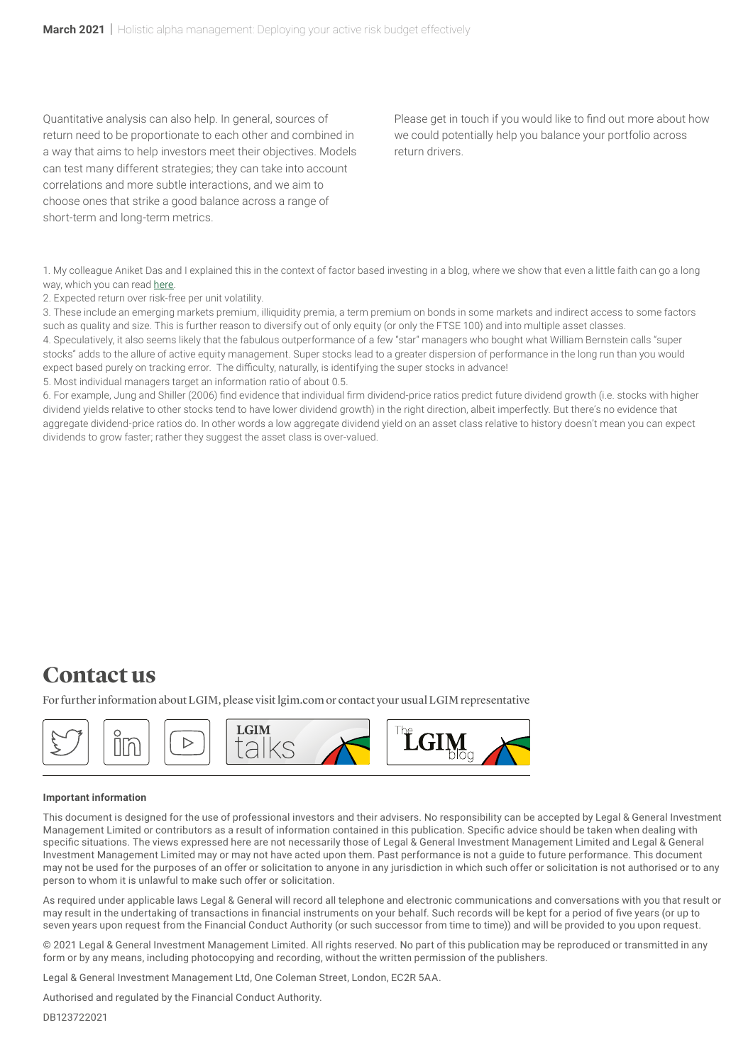Quantitative analysis can also help. In general, sources of return need to be proportionate to each other and combined in a way that aims to help investors meet their objectives. Models can test many different strategies; they can take into account correlations and more subtle interactions, and we aim to choose ones that strike a good balance across a range of short-term and long-term metrics.

Please get in touch if you would like to find out more about how we could potentially help you balance your portfolio across return drivers.

1. My colleague Aniket Das and I explained this in the context of factor based investing in a blog, where we show that even a little faith can go a long way, which you can read here.
2. Expected return over risk-free per unit volatility.
3. These include an emerging markets premium, illiquidity premia, a term premium on bonds in some markets and indirect access to some factors such as quality and size. This is further reason to diversify out of only equity (or only the FTSE 100) and into multiple asset classes.
4. Speculatively, it also seems likely that the fabulous outperformance of a few "star" managers who bought what William Bernstein calls "super stocks" adds to the allure of active equity management. Super stocks lead to a greater dispersion of performance in the long run than you would expect based purely on tracking error. The difficulty, naturally, is identifying the super stocks in advance!
5. Most individual managers target an information ratio of about 0.5.
6. For example, Jung and Shiller (2006) find evidence that individual firm dividend-price ratios predict future dividend growth (i.e. stocks with higher dividend yields relative to other stocks tend to have lower dividend growth) in the right direction, albeit imperfectly. But there's no evidence that aggregate dividend-price ratios do. In other words a low aggregate dividend yield on an asset class relative to history doesn't mean you can expect dividends to grow faster; rather they suggest the asset class is over-valued.

# Contact us

For further information about LGIM, please visit lgim.com or contact your usual LGIM representative

LGIM talks

The LGIM blog

### Important information

This document is designed for the use of professional investors and their advisers. No responsibility can be accepted by Legal & General Investment Management Limited or contributors as a result of information contained in this publication. Specific advice should be taken when dealing with specific situations. The views expressed here are not necessarily those of Legal & General Investment Management Limited and Legal & General Investment Management Limited may or may not have acted upon them. Past performance is not a guide to future performance. This document may not be used for the purposes of an offer or solicitation to anyone in any jurisdiction in which such offer or solicitation is not authorised or to any person to whom it is unlawful to make such offer or solicitation.

As required under applicable laws Legal & General will record all telephone and electronic communications and conversations with you that result or may result in the undertaking of transactions in financial instruments on your behalf. Such records will be kept for a period of five years (or up to seven years upon request from the Financial Conduct Authority (or such successor from time to time)) and will be provided to you upon request.

© 2021 Legal & General Investment Management Limited. All rights reserved. No part of this publication may be reproduced or transmitted in any form or by any means, including photocopying and recording, without the written permission of the publishers.

Legal & General Investment Management Ltd, One Coleman Street, London, EC2R 5AA.

Authorised and regulated by the Financial Conduct Authority.

DB123722021